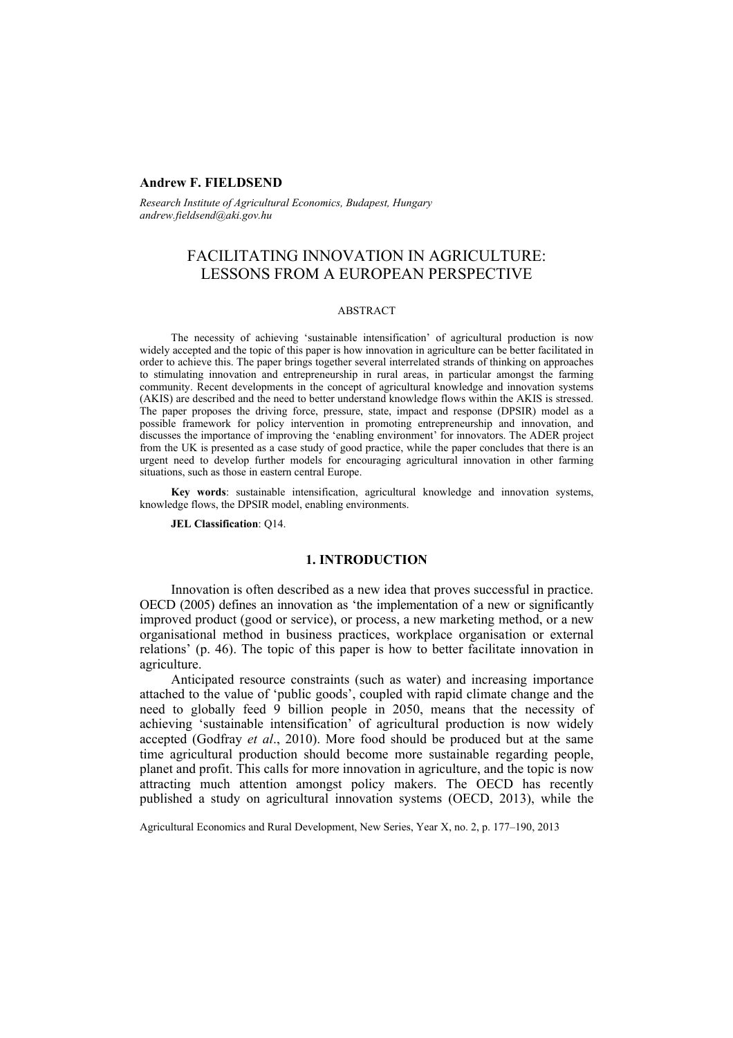**Andrew F. FIELDSEND**

*Research Institute of Agricultural Economics, Budapest, Hungary*
*andrew.fieldsend@aki.gov.hu*

# FACILITATING INNOVATION IN AGRICULTURE: LESSONS FROM A EUROPEAN PERSPECTIVE

## ABSTRACT

The necessity of achieving 'sustainable intensification' of agricultural production is now widely accepted and the topic of this paper is how innovation in agriculture can be better facilitated in order to achieve this. The paper brings together several interrelated strands of thinking on approaches to stimulating innovation and entrepreneurship in rural areas, in particular amongst the farming community. Recent developments in the concept of agricultural knowledge and innovation systems (AKIS) are described and the need to better understand knowledge flows within the AKIS is stressed. The paper proposes the driving force, pressure, state, impact and response (DPSIR) model as a possible framework for policy intervention in promoting entrepreneurship and innovation, and discusses the importance of improving the 'enabling environment' for innovators. The ADER project from the UK is presented as a case study of good practice, while the paper concludes that there is an urgent need to develop further models for encouraging agricultural innovation in other farming situations, such as those in eastern central Europe.

**Key words**: sustainable intensification, agricultural knowledge and innovation systems, knowledge flows, the DPSIR model, enabling environments.

**JEL Classification**: Q14.

## 1. INTRODUCTION

Innovation is often described as a new idea that proves successful in practice. OECD (2005) defines an innovation as 'the implementation of a new or significantly improved product (good or service), or process, a new marketing method, or a new organisational method in business practices, workplace organisation or external relations' (p. 46). The topic of this paper is how to better facilitate innovation in agriculture.

Anticipated resource constraints (such as water) and increasing importance attached to the value of 'public goods', coupled with rapid climate change and the need to globally feed 9 billion people in 2050, means that the necessity of achieving 'sustainable intensification' of agricultural production is now widely accepted (Godfray *et al*., 2010). More food should be produced but at the same time agricultural production should become more sustainable regarding people, planet and profit. This calls for more innovation in agriculture, and the topic is now attracting much attention amongst policy makers. The OECD has recently published a study on agricultural innovation systems (OECD, 2013), while the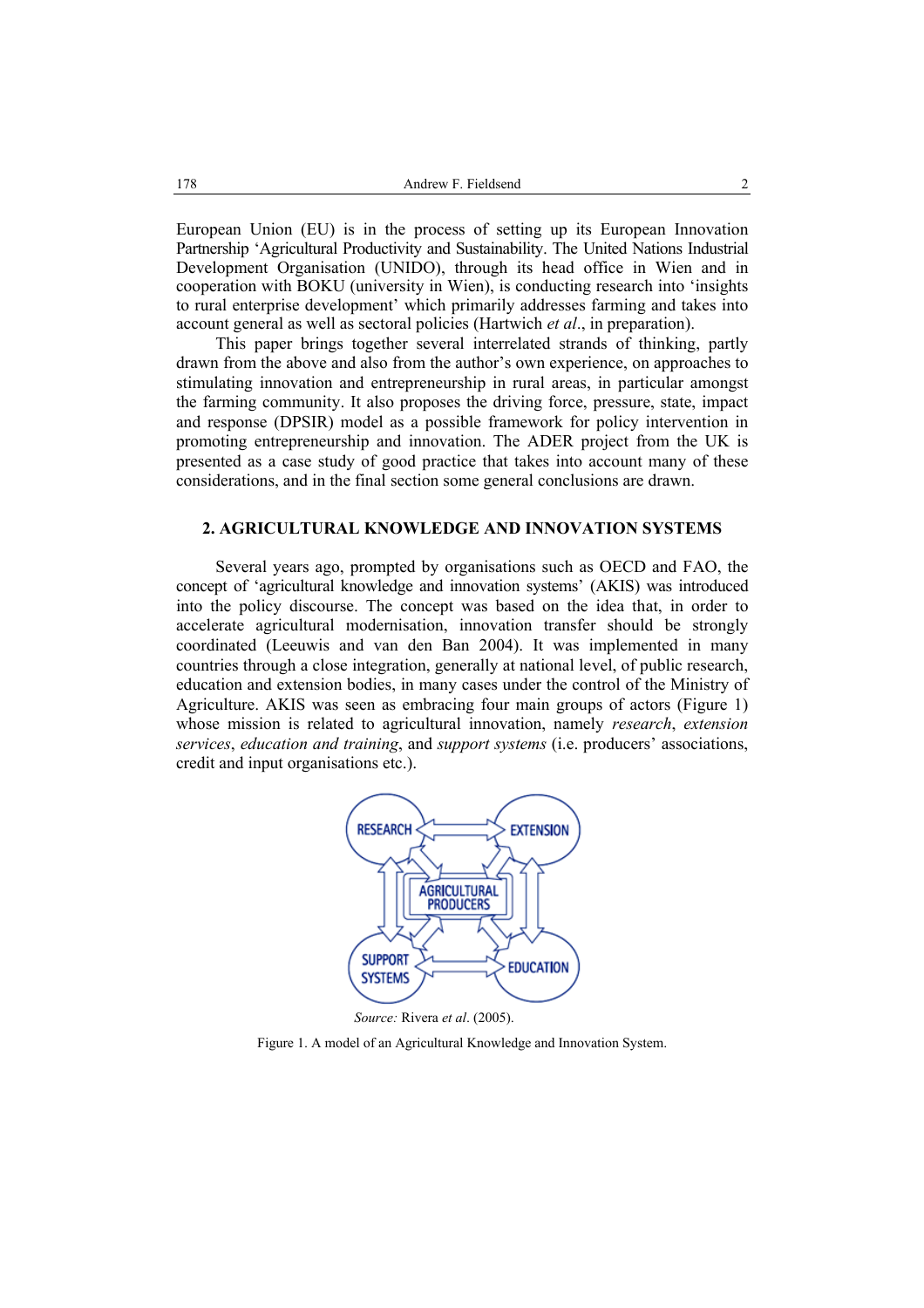European Union (EU) is in the process of setting up its European Innovation Partnership 'Agricultural Productivity and Sustainability. The United Nations Industrial Development Organisation (UNIDO), through its head office in Wien and in cooperation with BOKU (university in Wien), is conducting research into 'insights to rural enterprise development' which primarily addresses farming and takes into account general as well as sectoral policies (Hartwich *et al*., in preparation).

This paper brings together several interrelated strands of thinking, partly drawn from the above and also from the author's own experience, on approaches to stimulating innovation and entrepreneurship in rural areas, in particular amongst the farming community. It also proposes the driving force, pressure, state, impact and response (DPSIR) model as a possible framework for policy intervention in promoting entrepreneurship and innovation. The ADER project from the UK is presented as a case study of good practice that takes into account many of these considerations, and in the final section some general conclusions are drawn.

## 2. AGRICULTURAL KNOWLEDGE AND INNOVATION SYSTEMS

Several years ago, prompted by organisations such as OECD and FAO, the concept of 'agricultural knowledge and innovation systems' (AKIS) was introduced into the policy discourse. The concept was based on the idea that, in order to accelerate agricultural modernisation, innovation transfer should be strongly coordinated (Leeuwis and van den Ban 2004). It was implemented in many countries through a close integration, generally at national level, of public research, education and extension bodies, in many cases under the control of the Ministry of Agriculture. AKIS was seen as embracing four main groups of actors (Figure 1) whose mission is related to agricultural innovation, namely *research*, *extension services*, *education and training*, and *support systems* (i.e. producers' associations, credit and input organisations etc.).

RESEARCH, EXTENSION, AGRICULTURAL PRODUCERS, SUPPORT SYSTEMS, EDUCATION

*Source:* Rivera *et al*. (2005).

Figure 1. A model of an Agricultural Knowledge and Innovation System.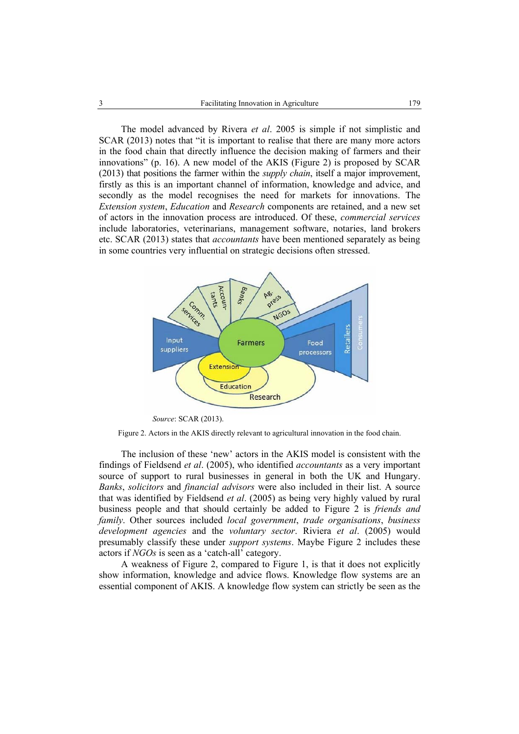The model advanced by Rivera *et al*. 2005 is simple if not simplistic and SCAR (2013) notes that "it is important to realise that there are many more actors in the food chain that directly influence the decision making of farmers and their innovations" (p. 16). A new model of the AKIS (Figure 2) is proposed by SCAR (2013) that positions the farmer within the *supply chain*, itself a major improvement, firstly as this is an important channel of information, knowledge and advice, and secondly as the model recognises the need for markets for innovations. The *Extension system*, *Education* and *Research* components are retained, and a new set of actors in the innovation process are introduced. Of these, *commercial services* include laboratories, veterinarians, management software, notaries, land brokers etc. SCAR (2013) states that *accountants* have been mentioned separately as being in some countries very influential on strategic decisions often stressed.

*Source*: SCAR (2013).

Figure 2. Actors in the AKIS directly relevant to agricultural innovation in the food chain.

The inclusion of these 'new' actors in the AKIS model is consistent with the findings of Fieldsend *et al*. (2005), who identified *accountants* as a very important source of support to rural businesses in general in both the UK and Hungary. *Banks*, *solicitors* and *financial advisors* were also included in their list. A source that was identified by Fieldsend *et al*. (2005) as being very highly valued by rural business people and that should certainly be added to Figure 2 is *friends and family*. Other sources included *local government*, *trade organisations*, *business development agencies* and the *voluntary sector*. Riviera *et al*. (2005) would presumably classify these under *support systems*. Maybe Figure 2 includes these actors if *NGOs* is seen as a 'catch-all' category.

A weakness of Figure 2, compared to Figure 1, is that it does not explicitly show information, knowledge and advice flows. Knowledge flow systems are an essential component of AKIS. A knowledge flow system can strictly be seen as the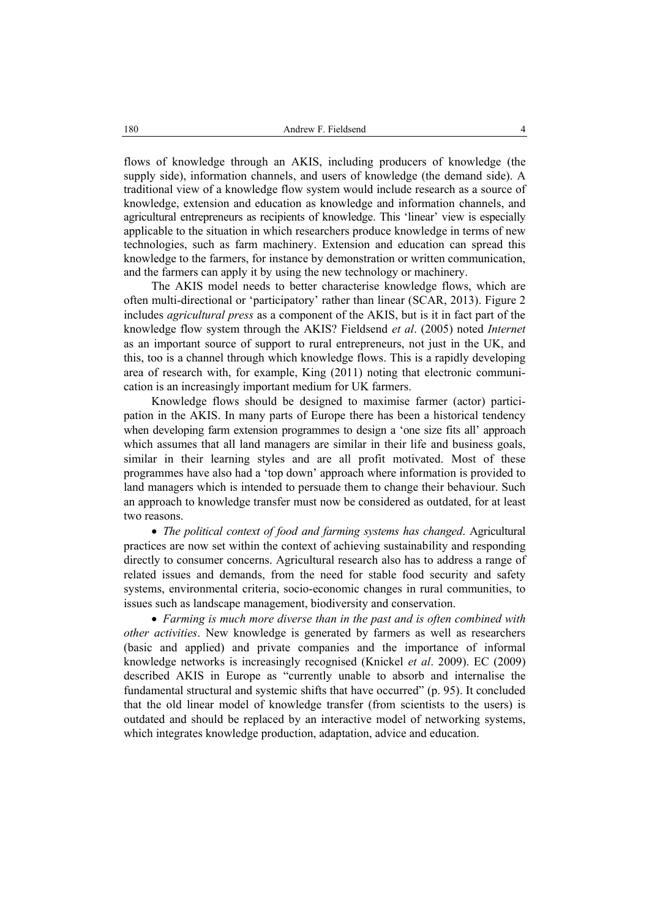flows of knowledge through an AKIS, including producers of knowledge (the supply side), information channels, and users of knowledge (the demand side). A traditional view of a knowledge flow system would include research as a source of knowledge, extension and education as knowledge and information channels, and agricultural entrepreneurs as recipients of knowledge. This 'linear' view is especially applicable to the situation in which researchers produce knowledge in terms of new technologies, such as farm machinery. Extension and education can spread this knowledge to the farmers, for instance by demonstration or written communication, and the farmers can apply it by using the new technology or machinery.

The AKIS model needs to better characterise knowledge flows, which are often multi-directional or 'participatory' rather than linear (SCAR, 2013). Figure 2 includes *agricultural press* as a component of the AKIS, but is it in fact part of the knowledge flow system through the AKIS? Fieldsend *et al*. (2005) noted *Internet* as an important source of support to rural entrepreneurs, not just in the UK, and this, too is a channel through which knowledge flows. This is a rapidly developing area of research with, for example, King (2011) noting that electronic communication is an increasingly important medium for UK farmers.

Knowledge flows should be designed to maximise farmer (actor) participation in the AKIS. In many parts of Europe there has been a historical tendency when developing farm extension programmes to design a 'one size fits all' approach which assumes that all land managers are similar in their life and business goals, similar in their learning styles and are all profit motivated. Most of these programmes have also had a 'top down' approach where information is provided to land managers which is intended to persuade them to change their behaviour. Such an approach to knowledge transfer must now be considered as outdated, for at least two reasons.

- *The political context of food and farming systems has changed*. Agricultural practices are now set within the context of achieving sustainability and responding directly to consumer concerns. Agricultural research also has to address a range of related issues and demands, from the need for stable food security and safety systems, environmental criteria, socio-economic changes in rural communities, to issues such as landscape management, biodiversity and conservation.

- *Farming is much more diverse than in the past and is often combined with other activities*. New knowledge is generated by farmers as well as researchers (basic and applied) and private companies and the importance of informal knowledge networks is increasingly recognised (Knickel *et al*. 2009). EC (2009) described AKIS in Europe as "currently unable to absorb and internalise the fundamental structural and systemic shifts that have occurred" (p. 95). It concluded that the old linear model of knowledge transfer (from scientists to the users) is outdated and should be replaced by an interactive model of networking systems, which integrates knowledge production, adaptation, advice and education.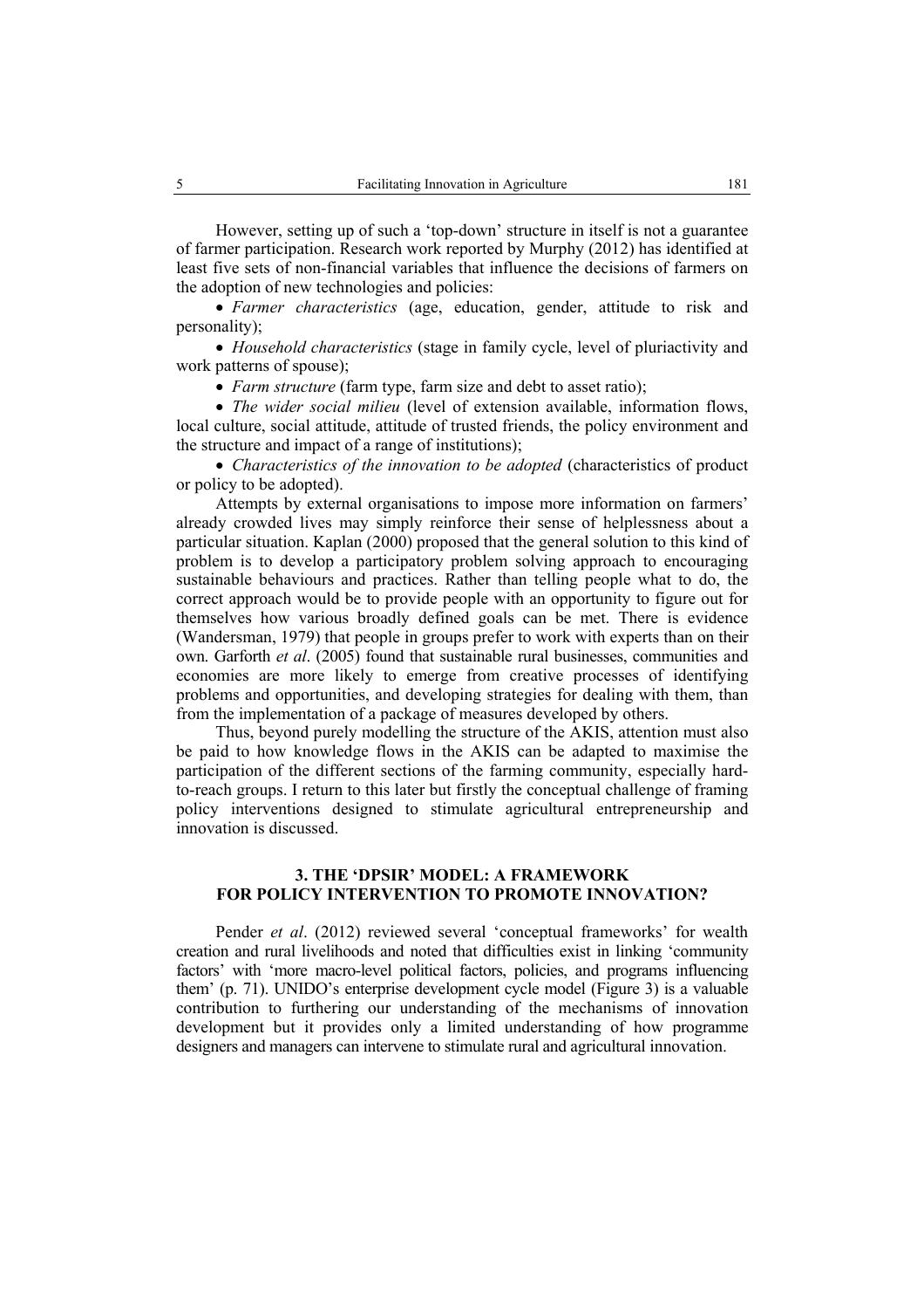However, setting up of such a 'top-down' structure in itself is not a guarantee of farmer participation. Research work reported by Murphy (2012) has identified at least five sets of non-financial variables that influence the decisions of farmers on the adoption of new technologies and policies:

- *Farmer characteristics* (age, education, gender, attitude to risk and personality);
- *Household characteristics* (stage in family cycle, level of pluriactivity and work patterns of spouse);
- *Farm structure* (farm type, farm size and debt to asset ratio);
- *The wider social milieu* (level of extension available, information flows, local culture, social attitude, attitude of trusted friends, the policy environment and the structure and impact of a range of institutions);
- *Characteristics of the innovation to be adopted* (characteristics of product or policy to be adopted).

Attempts by external organisations to impose more information on farmers' already crowded lives may simply reinforce their sense of helplessness about a particular situation. Kaplan (2000) proposed that the general solution to this kind of problem is to develop a participatory problem solving approach to encouraging sustainable behaviours and practices. Rather than telling people what to do, the correct approach would be to provide people with an opportunity to figure out for themselves how various broadly defined goals can be met. There is evidence (Wandersman, 1979) that people in groups prefer to work with experts than on their own. Garforth *et al*. (2005) found that sustainable rural businesses, communities and economies are more likely to emerge from creative processes of identifying problems and opportunities, and developing strategies for dealing with them, than from the implementation of a package of measures developed by others.

Thus, beyond purely modelling the structure of the AKIS, attention must also be paid to how knowledge flows in the AKIS can be adapted to maximise the participation of the different sections of the farming community, especially hard-to-reach groups. I return to this later but firstly the conceptual challenge of framing policy interventions designed to stimulate agricultural entrepreneurship and innovation is discussed.

## 3. THE 'DPSIR' MODEL: A FRAMEWORK FOR POLICY INTERVENTION TO PROMOTE INNOVATION?

Pender *et al*. (2012) reviewed several 'conceptual frameworks' for wealth creation and rural livelihoods and noted that difficulties exist in linking 'community factors' with 'more macro-level political factors, policies, and programs influencing them' (p. 71). UNIDO's enterprise development cycle model (Figure 3) is a valuable contribution to furthering our understanding of the mechanisms of innovation development but it provides only a limited understanding of how programme designers and managers can intervene to stimulate rural and agricultural innovation.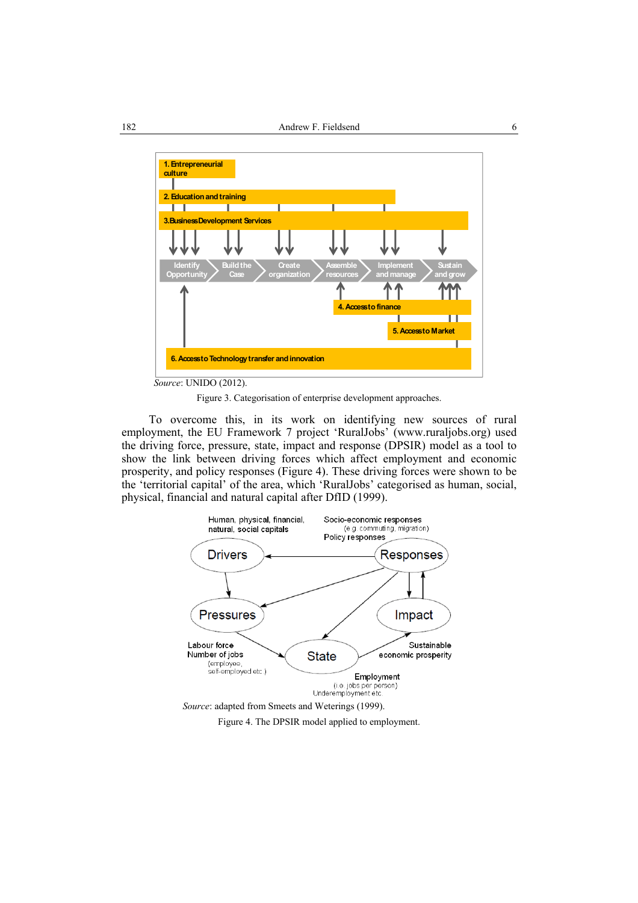*Source*: UNIDO (2012).

Figure 3. Categorisation of enterprise development approaches.

To overcome this, in its work on identifying new sources of rural employment, the EU Framework 7 project 'RuralJobs' (www.ruraljobs.org) used the driving force, pressure, state, impact and response (DPSIR) model as a tool to show the link between driving forces which affect employment and economic prosperity, and policy responses (Figure 4). These driving forces were shown to be the 'territorial capital' of the area, which 'RuralJobs' categorised as human, social, physical, financial and natural capital after DfID (1999).

*Source*: adapted from Smeets and Weterings (1999).

Figure 4. The DPSIR model applied to employment.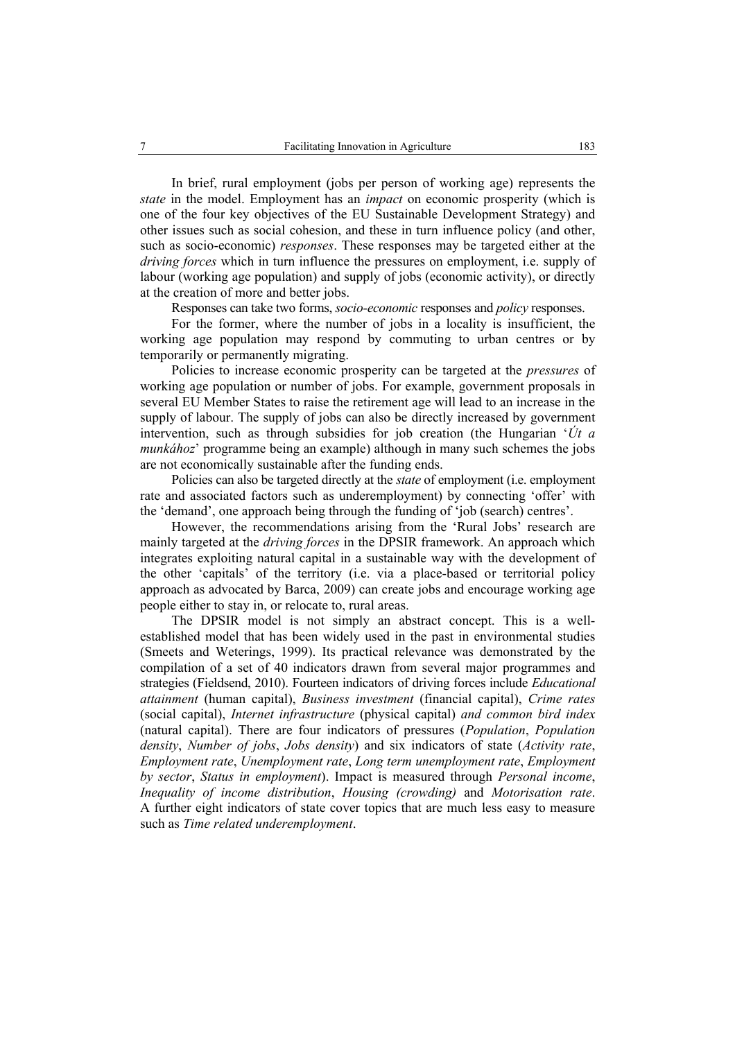In brief, rural employment (jobs per person of working age) represents the *state* in the model. Employment has an *impact* on economic prosperity (which is one of the four key objectives of the EU Sustainable Development Strategy) and other issues such as social cohesion, and these in turn influence policy (and other, such as socio-economic) *responses*. These responses may be targeted either at the *driving forces* which in turn influence the pressures on employment, i.e. supply of labour (working age population) and supply of jobs (economic activity), or directly at the creation of more and better jobs.

Responses can take two forms, *socio-economic* responses and *policy* responses.

For the former, where the number of jobs in a locality is insufficient, the working age population may respond by commuting to urban centres or by temporarily or permanently migrating.

Policies to increase economic prosperity can be targeted at the *pressures* of working age population or number of jobs. For example, government proposals in several EU Member States to raise the retirement age will lead to an increase in the supply of labour. The supply of jobs can also be directly increased by government intervention, such as through subsidies for job creation (the Hungarian '*Út a munkához*' programme being an example) although in many such schemes the jobs are not economically sustainable after the funding ends.

Policies can also be targeted directly at the *state* of employment (i.e. employment rate and associated factors such as underemployment) by connecting 'offer' with the 'demand', one approach being through the funding of 'job (search) centres'.

However, the recommendations arising from the 'Rural Jobs' research are mainly targeted at the *driving forces* in the DPSIR framework. An approach which integrates exploiting natural capital in a sustainable way with the development of the other 'capitals' of the territory (i.e. via a place-based or territorial policy approach as advocated by Barca, 2009) can create jobs and encourage working age people either to stay in, or relocate to, rural areas.

The DPSIR model is not simply an abstract concept. This is a well-established model that has been widely used in the past in environmental studies (Smeets and Weterings, 1999). Its practical relevance was demonstrated by the compilation of a set of 40 indicators drawn from several major programmes and strategies (Fieldsend, 2010). Fourteen indicators of driving forces include *Educational attainment* (human capital), *Business investment* (financial capital), *Crime rates* (social capital), *Internet infrastructure* (physical capital) *and common bird index* (natural capital). There are four indicators of pressures (*Population*, *Population density*, *Number of jobs*, *Jobs density*) and six indicators of state (*Activity rate*, *Employment rate*, *Unemployment rate*, *Long term unemployment rate*, *Employment by sector*, *Status in employment*). Impact is measured through *Personal income*, *Inequality of income distribution*, *Housing (crowding)* and *Motorisation rate*. A further eight indicators of state cover topics that are much less easy to measure such as *Time related underemployment*.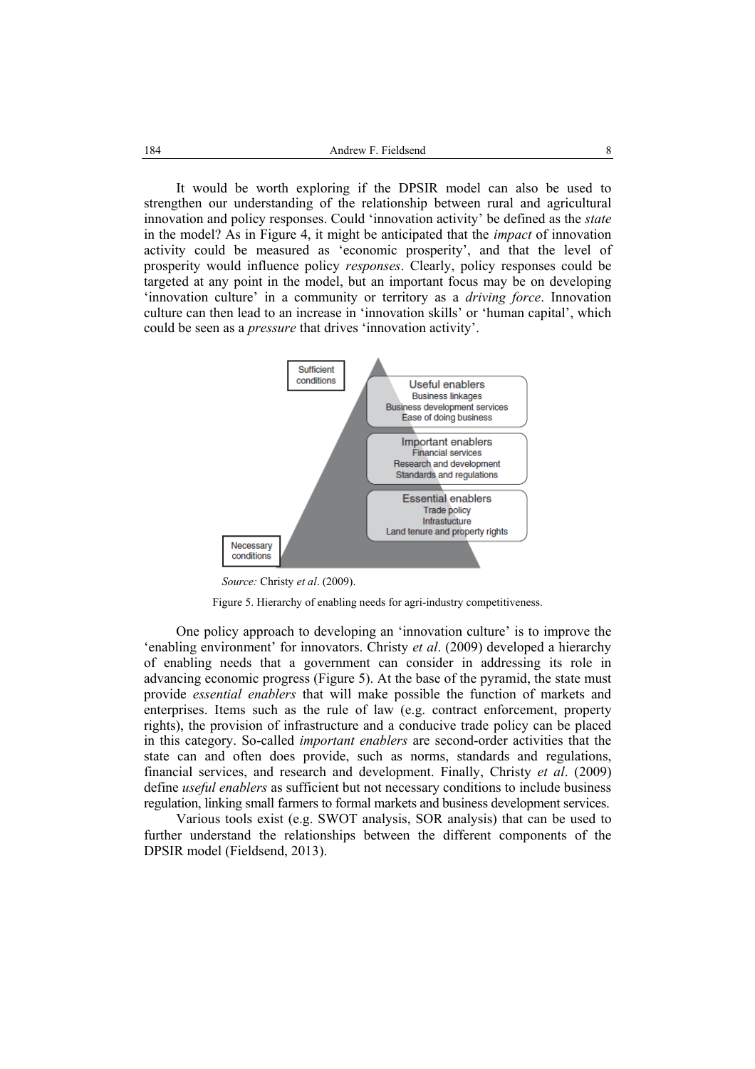It would be worth exploring if the DPSIR model can also be used to strengthen our understanding of the relationship between rural and agricultural innovation and policy responses. Could 'innovation activity' be defined as the *state* in the model? As in Figure 4, it might be anticipated that the *impact* of innovation activity could be measured as 'economic prosperity', and that the level of prosperity would influence policy *responses*. Clearly, policy responses could be targeted at any point in the model, but an important focus may be on developing 'innovation culture' in a community or territory as a *driving force*. Innovation culture can then lead to an increase in 'innovation skills' or 'human capital', which could be seen as a *pressure* that drives 'innovation activity'.

Sufficient conditions

Useful enablers
Business linkages
Business development services
Ease of doing business

Important enablers
Financial services
Research and development
Standards and regulations

Essential enablers
Trade policy
Infrastructure
Land tenure and property rights

Necessary conditions

*Source:* Christy *et al*. (2009).

Figure 5. Hierarchy of enabling needs for agri-industry competitiveness.

One policy approach to developing an 'innovation culture' is to improve the 'enabling environment' for innovators. Christy *et al*. (2009) developed a hierarchy of enabling needs that a government can consider in addressing its role in advancing economic progress (Figure 5). At the base of the pyramid, the state must provide *essential enablers* that will make possible the function of markets and enterprises. Items such as the rule of law (e.g. contract enforcement, property rights), the provision of infrastructure and a conducive trade policy can be placed in this category. So-called *important enablers* are second-order activities that the state can and often does provide, such as norms, standards and regulations, financial services, and research and development. Finally, Christy *et al*. (2009) define *useful enablers* as sufficient but not necessary conditions to include business regulation, linking small farmers to formal markets and business development services.

Various tools exist (e.g. SWOT analysis, SOR analysis) that can be used to further understand the relationships between the different components of the DPSIR model (Fieldsend, 2013).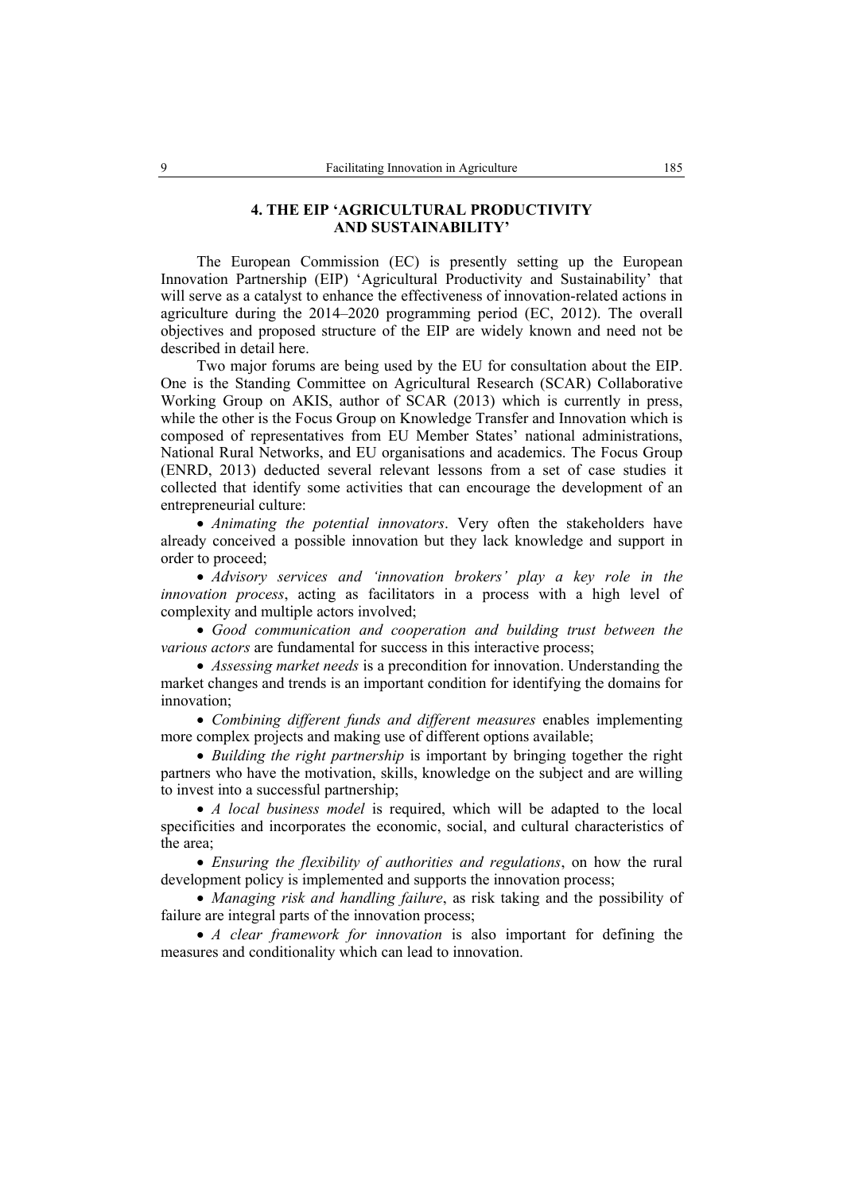## 4. THE EIP 'AGRICULTURAL PRODUCTIVITY AND SUSTAINABILITY'

The European Commission (EC) is presently setting up the European Innovation Partnership (EIP) 'Agricultural Productivity and Sustainability' that will serve as a catalyst to enhance the effectiveness of innovation-related actions in agriculture during the 2014–2020 programming period (EC, 2012). The overall objectives and proposed structure of the EIP are widely known and need not be described in detail here.

Two major forums are being used by the EU for consultation about the EIP. One is the Standing Committee on Agricultural Research (SCAR) Collaborative Working Group on AKIS, author of SCAR (2013) which is currently in press, while the other is the Focus Group on Knowledge Transfer and Innovation which is composed of representatives from EU Member States' national administrations, National Rural Networks, and EU organisations and academics. The Focus Group (ENRD, 2013) deducted several relevant lessons from a set of case studies it collected that identify some activities that can encourage the development of an entrepreneurial culture:

- *Animating the potential innovators*. Very often the stakeholders have already conceived a possible innovation but they lack knowledge and support in order to proceed;
- *Advisory services and 'innovation brokers' play a key role in the innovation process*, acting as facilitators in a process with a high level of complexity and multiple actors involved;
- *Good communication and cooperation and building trust between the various actors* are fundamental for success in this interactive process;
- *Assessing market needs* is a precondition for innovation. Understanding the market changes and trends is an important condition for identifying the domains for innovation;
- *Combining different funds and different measures* enables implementing more complex projects and making use of different options available;
- *Building the right partnership* is important by bringing together the right partners who have the motivation, skills, knowledge on the subject and are willing to invest into a successful partnership;
- *A local business model* is required, which will be adapted to the local specificities and incorporates the economic, social, and cultural characteristics of the area;
- *Ensuring the flexibility of authorities and regulations*, on how the rural development policy is implemented and supports the innovation process;
- *Managing risk and handling failure*, as risk taking and the possibility of failure are integral parts of the innovation process;
- *A clear framework for innovation* is also important for defining the measures and conditionality which can lead to innovation.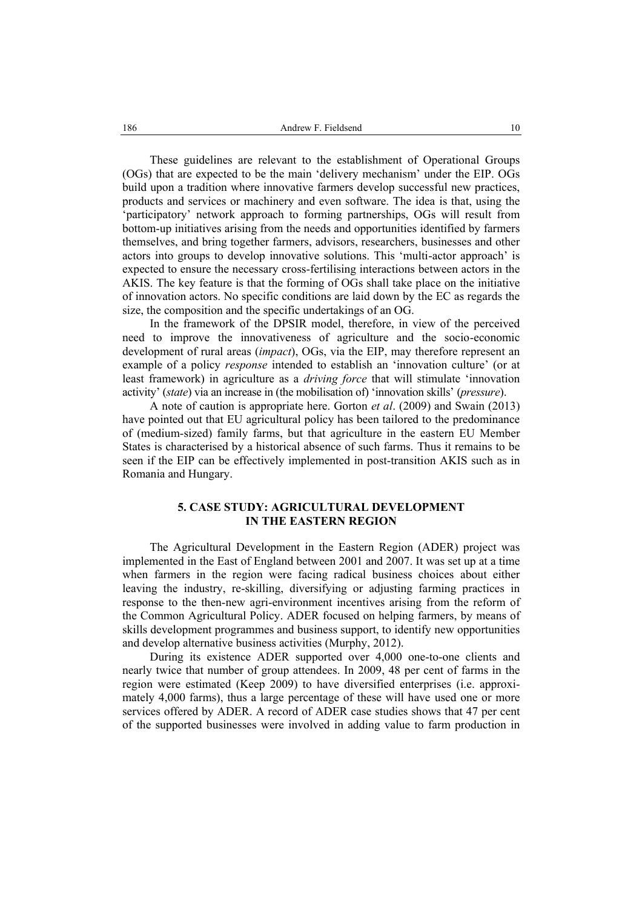These guidelines are relevant to the establishment of Operational Groups (OGs) that are expected to be the main 'delivery mechanism' under the EIP. OGs build upon a tradition where innovative farmers develop successful new practices, products and services or machinery and even software. The idea is that, using the 'participatory' network approach to forming partnerships, OGs will result from bottom-up initiatives arising from the needs and opportunities identified by farmers themselves, and bring together farmers, advisors, researchers, businesses and other actors into groups to develop innovative solutions. This 'multi-actor approach' is expected to ensure the necessary cross-fertilising interactions between actors in the AKIS. The key feature is that the forming of OGs shall take place on the initiative of innovation actors. No specific conditions are laid down by the EC as regards the size, the composition and the specific undertakings of an OG.

In the framework of the DPSIR model, therefore, in view of the perceived need to improve the innovativeness of agriculture and the socio-economic development of rural areas (*impact*), OGs, via the EIP, may therefore represent an example of a policy *response* intended to establish an 'innovation culture' (or at least framework) in agriculture as a *driving force* that will stimulate 'innovation activity' (*state*) via an increase in (the mobilisation of) 'innovation skills' (*pressure*).

A note of caution is appropriate here. Gorton *et al*. (2009) and Swain (2013) have pointed out that EU agricultural policy has been tailored to the predominance of (medium-sized) family farms, but that agriculture in the eastern EU Member States is characterised by a historical absence of such farms. Thus it remains to be seen if the EIP can be effectively implemented in post-transition AKIS such as in Romania and Hungary.

## 5. CASE STUDY: AGRICULTURAL DEVELOPMENT IN THE EASTERN REGION

The Agricultural Development in the Eastern Region (ADER) project was implemented in the East of England between 2001 and 2007. It was set up at a time when farmers in the region were facing radical business choices about either leaving the industry, re-skilling, diversifying or adjusting farming practices in response to the then-new agri-environment incentives arising from the reform of the Common Agricultural Policy. ADER focused on helping farmers, by means of skills development programmes and business support, to identify new opportunities and develop alternative business activities (Murphy, 2012).

During its existence ADER supported over 4,000 one-to-one clients and nearly twice that number of group attendees. In 2009, 48 per cent of farms in the region were estimated (Keep 2009) to have diversified enterprises (i.e. approximately 4,000 farms), thus a large percentage of these will have used one or more services offered by ADER. A record of ADER case studies shows that 47 per cent of the supported businesses were involved in adding value to farm production in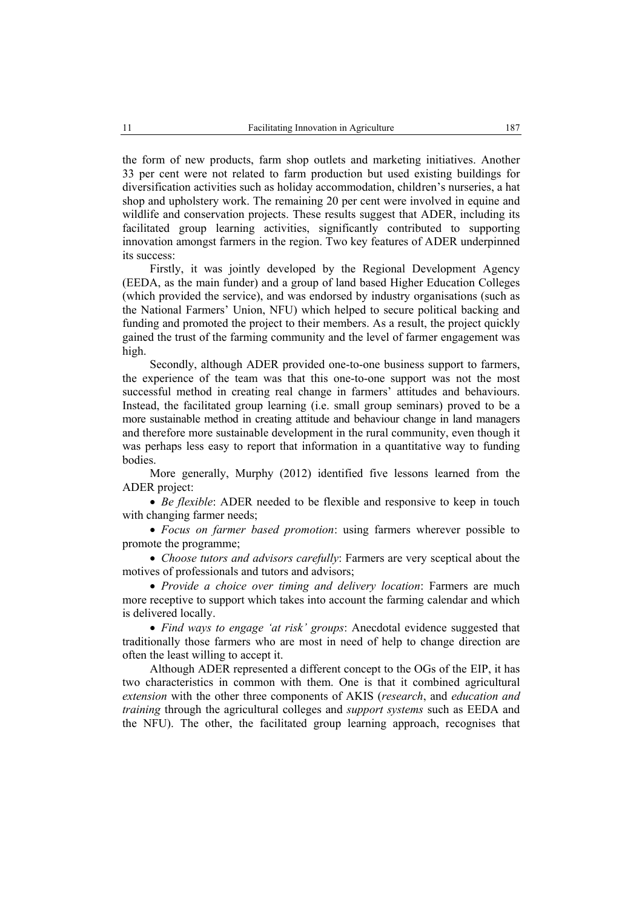the form of new products, farm shop outlets and marketing initiatives. Another 33 per cent were not related to farm production but used existing buildings for diversification activities such as holiday accommodation, children's nurseries, a hat shop and upholstery work. The remaining 20 per cent were involved in equine and wildlife and conservation projects. These results suggest that ADER, including its facilitated group learning activities, significantly contributed to supporting innovation amongst farmers in the region. Two key features of ADER underpinned its success:

Firstly, it was jointly developed by the Regional Development Agency (EEDA, as the main funder) and a group of land based Higher Education Colleges (which provided the service), and was endorsed by industry organisations (such as the National Farmers' Union, NFU) which helped to secure political backing and funding and promoted the project to their members. As a result, the project quickly gained the trust of the farming community and the level of farmer engagement was high.

Secondly, although ADER provided one-to-one business support to farmers, the experience of the team was that this one-to-one support was not the most successful method in creating real change in farmers' attitudes and behaviours. Instead, the facilitated group learning (i.e. small group seminars) proved to be a more sustainable method in creating attitude and behaviour change in land managers and therefore more sustainable development in the rural community, even though it was perhaps less easy to report that information in a quantitative way to funding bodies.

More generally, Murphy (2012) identified five lessons learned from the ADER project:

- *Be flexible*: ADER needed to be flexible and responsive to keep in touch with changing farmer needs;
- *Focus on farmer based promotion*: using farmers wherever possible to promote the programme;
- *Choose tutors and advisors carefully*: Farmers are very sceptical about the motives of professionals and tutors and advisors;
- *Provide a choice over timing and delivery location*: Farmers are much more receptive to support which takes into account the farming calendar and which is delivered locally.
- *Find ways to engage 'at risk' groups*: Anecdotal evidence suggested that traditionally those farmers who are most in need of help to change direction are often the least willing to accept it.

Although ADER represented a different concept to the OGs of the EIP, it has two characteristics in common with them. One is that it combined agricultural *extension* with the other three components of AKIS (*research*, and *education and training* through the agricultural colleges and *support systems* such as EEDA and the NFU). The other, the facilitated group learning approach, recognises that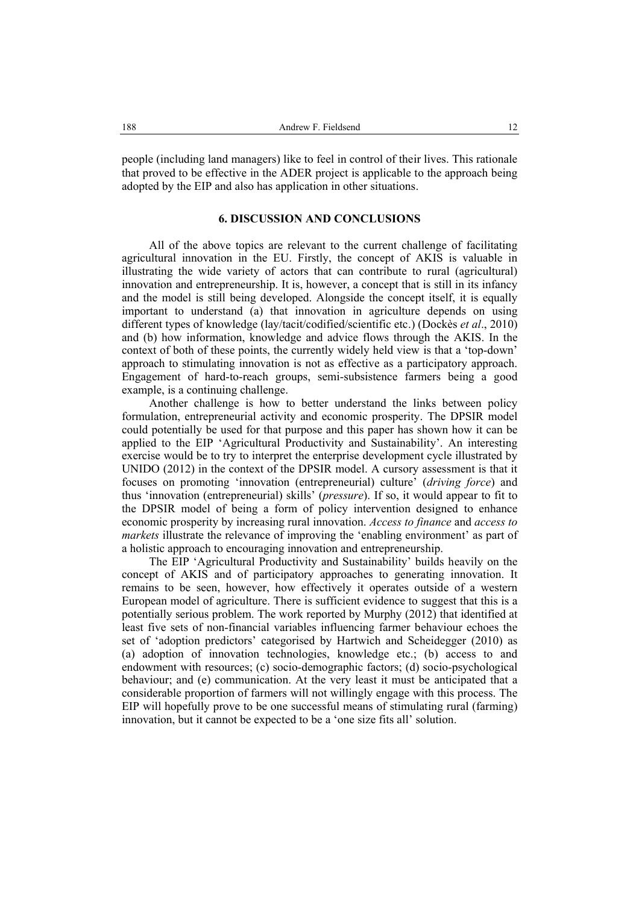people (including land managers) like to feel in control of their lives. This rationale that proved to be effective in the ADER project is applicable to the approach being adopted by the EIP and also has application in other situations.

## 6. DISCUSSION AND CONCLUSIONS

All of the above topics are relevant to the current challenge of facilitating agricultural innovation in the EU. Firstly, the concept of AKIS is valuable in illustrating the wide variety of actors that can contribute to rural (agricultural) innovation and entrepreneurship. It is, however, a concept that is still in its infancy and the model is still being developed. Alongside the concept itself, it is equally important to understand (a) that innovation in agriculture depends on using different types of knowledge (lay/tacit/codified/scientific etc.) (Dockès *et al*., 2010) and (b) how information, knowledge and advice flows through the AKIS. In the context of both of these points, the currently widely held view is that a 'top-down' approach to stimulating innovation is not as effective as a participatory approach. Engagement of hard-to-reach groups, semi-subsistence farmers being a good example, is a continuing challenge.

Another challenge is how to better understand the links between policy formulation, entrepreneurial activity and economic prosperity. The DPSIR model could potentially be used for that purpose and this paper has shown how it can be applied to the EIP 'Agricultural Productivity and Sustainability'. An interesting exercise would be to try to interpret the enterprise development cycle illustrated by UNIDO (2012) in the context of the DPSIR model. A cursory assessment is that it focuses on promoting 'innovation (entrepreneurial) culture' (*driving force*) and thus 'innovation (entrepreneurial) skills' (*pressure*). If so, it would appear to fit to the DPSIR model of being a form of policy intervention designed to enhance economic prosperity by increasing rural innovation. *Access to finance* and *access to markets* illustrate the relevance of improving the 'enabling environment' as part of a holistic approach to encouraging innovation and entrepreneurship.

The EIP 'Agricultural Productivity and Sustainability' builds heavily on the concept of AKIS and of participatory approaches to generating innovation. It remains to be seen, however, how effectively it operates outside of a western European model of agriculture. There is sufficient evidence to suggest that this is a potentially serious problem. The work reported by Murphy (2012) that identified at least five sets of non-financial variables influencing farmer behaviour echoes the set of 'adoption predictors' categorised by Hartwich and Scheidegger (2010) as (a) adoption of innovation technologies, knowledge etc.; (b) access to and endowment with resources; (c) socio-demographic factors; (d) socio-psychological behaviour; and (e) communication. At the very least it must be anticipated that a considerable proportion of farmers will not willingly engage with this process. The EIP will hopefully prove to be one successful means of stimulating rural (farming) innovation, but it cannot be expected to be a 'one size fits all' solution.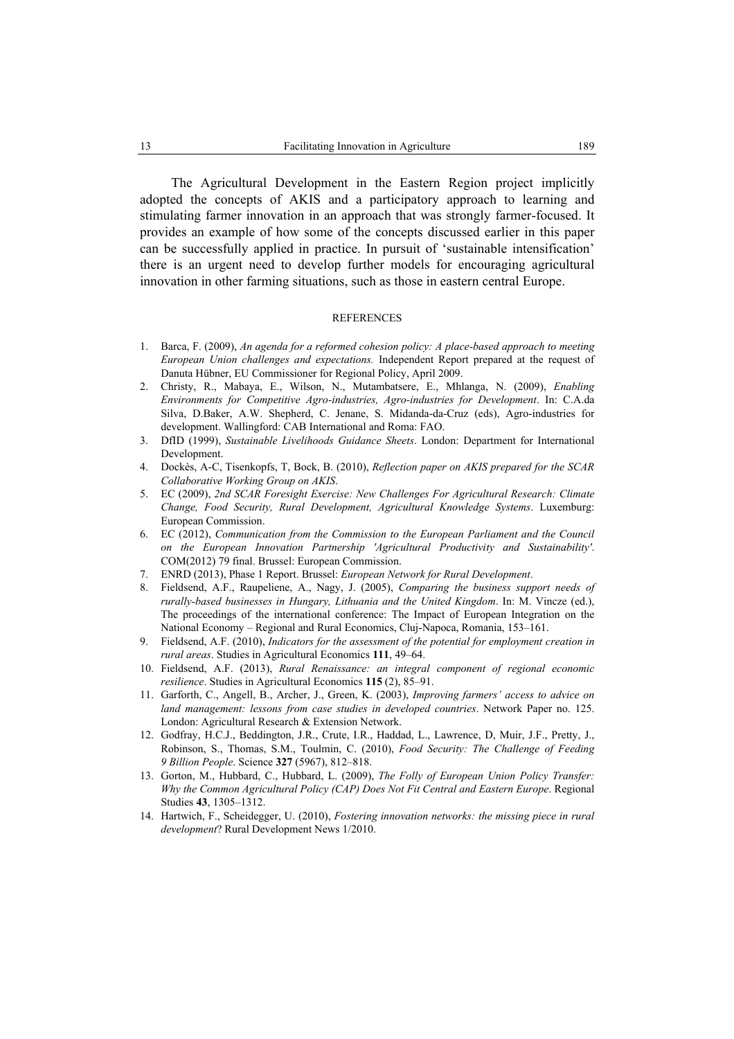The Agricultural Development in the Eastern Region project implicitly adopted the concepts of AKIS and a participatory approach to learning and stimulating farmer innovation in an approach that was strongly farmer-focused. It provides an example of how some of the concepts discussed earlier in this paper can be successfully applied in practice. In pursuit of 'sustainable intensification' there is an urgent need to develop further models for encouraging agricultural innovation in other farming situations, such as those in eastern central Europe.

## REFERENCES

1. Barca, F. (2009), *An agenda for a reformed cohesion policy: A place-based approach to meeting European Union challenges and expectations.* Independent Report prepared at the request of Danuta Hübner, EU Commissioner for Regional Policy, April 2009.
2. Christy, R., Mabaya, E., Wilson, N., Mutambatsere, E., Mhlanga, N. (2009), *Enabling Environments for Competitive Agro-industries, Agro-industries for Development*. In: C.A.da Silva, D.Baker, A.W. Shepherd, C. Jenane, S. Midanda-da-Cruz (eds), Agro-industries for development. Wallingford: CAB International and Roma: FAO.
3. DfID (1999), *Sustainable Livelihoods Guidance Sheets*. London: Department for International Development.
4. Dockès, A-C, Tisenkopfs, T, Bock, B. (2010), *Reflection paper on AKIS prepared for the SCAR Collaborative Working Group on AKIS*.
5. EC (2009), *2nd SCAR Foresight Exercise: New Challenges For Agricultural Research: Climate Change, Food Security, Rural Development, Agricultural Knowledge Systems*. Luxemburg: European Commission.
6. EC (2012), *Communication from the Commission to the European Parliament and the Council on the European Innovation Partnership 'Agricultural Productivity and Sustainability'*. COM(2012) 79 final. Brussel: European Commission.
7. ENRD (2013), Phase 1 Report. Brussel: *European Network for Rural Development*.
8. Fieldsend, A.F., Raupeliene, A., Nagy, J. (2005), *Comparing the business support needs of rurally-based businesses in Hungary, Lithuania and the United Kingdom*. In: M. Vincze (ed.), The proceedings of the international conference: The Impact of European Integration on the National Economy – Regional and Rural Economics, Cluj-Napoca, Romania, 153–161.
9. Fieldsend, A.F. (2010), *Indicators for the assessment of the potential for employment creation in rural areas*. Studies in Agricultural Economics **111**, 49–64.
10. Fieldsend, A.F. (2013), *Rural Renaissance: an integral component of regional economic resilience*. Studies in Agricultural Economics **115** (2), 85–91.
11. Garforth, C., Angell, B., Archer, J., Green, K. (2003), *Improving farmers' access to advice on land management: lessons from case studies in developed countries*. Network Paper no. 125. London: Agricultural Research & Extension Network.
12. Godfray, H.C.J., Beddington, J.R., Crute, I.R., Haddad, L., Lawrence, D, Muir, J.F., Pretty, J., Robinson, S., Thomas, S.M., Toulmin, C. (2010), *Food Security: The Challenge of Feeding 9 Billion People*. Science **327** (5967), 812–818.
13. Gorton, M., Hubbard, C., Hubbard, L. (2009), *The Folly of European Union Policy Transfer: Why the Common Agricultural Policy (CAP) Does Not Fit Central and Eastern Europe*. Regional Studies **43**, 1305–1312.
14. Hartwich, F., Scheidegger, U. (2010), *Fostering innovation networks: the missing piece in rural development*? Rural Development News 1/2010.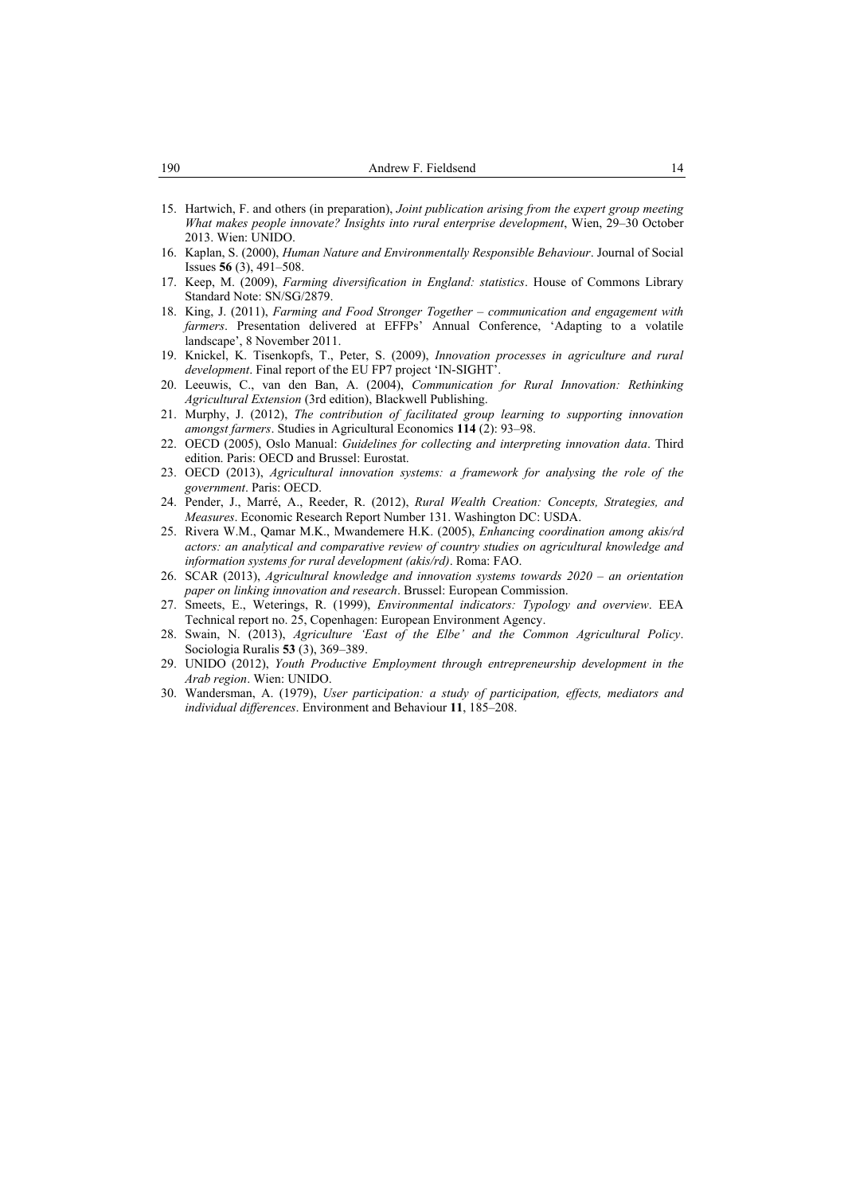15. Hartwich, F. and others (in preparation), *Joint publication arising from the expert group meeting What makes people innovate? Insights into rural enterprise development*, Wien, 29–30 October 2013. Wien: UNIDO.
16. Kaplan, S. (2000), *Human Nature and Environmentally Responsible Behaviour*. Journal of Social Issues **56** (3), 491–508.
17. Keep, M. (2009), *Farming diversification in England: statistics*. House of Commons Library Standard Note: SN/SG/2879.
18. King, J. (2011), *Farming and Food Stronger Together – communication and engagement with farmers*. Presentation delivered at EFFPs' Annual Conference, 'Adapting to a volatile landscape', 8 November 2011.
19. Knickel, K. Tisenkopfs, T., Peter, S. (2009), *Innovation processes in agriculture and rural development*. Final report of the EU FP7 project 'IN-SIGHT'.
20. Leeuwis, C., van den Ban, A. (2004), *Communication for Rural Innovation: Rethinking Agricultural Extension* (3rd edition), Blackwell Publishing.
21. Murphy, J. (2012), *The contribution of facilitated group learning to supporting innovation amongst farmers*. Studies in Agricultural Economics **114** (2): 93–98.
22. OECD (2005), Oslo Manual: *Guidelines for collecting and interpreting innovation data*. Third edition. Paris: OECD and Brussel: Eurostat.
23. OECD (2013), *Agricultural innovation systems: a framework for analysing the role of the government*. Paris: OECD.
24. Pender, J., Marré, A., Reeder, R. (2012), *Rural Wealth Creation: Concepts, Strategies, and Measures*. Economic Research Report Number 131. Washington DC: USDA.
25. Rivera W.M., Qamar M.K., Mwandemere H.K. (2005), *Enhancing coordination among akis/rd actors: an analytical and comparative review of country studies on agricultural knowledge and information systems for rural development (akis/rd)*. Roma: FAO.
26. SCAR (2013), *Agricultural knowledge and innovation systems towards 2020 – an orientation paper on linking innovation and research*. Brussel: European Commission.
27. Smeets, E., Weterings, R. (1999), *Environmental indicators: Typology and overview*. EEA Technical report no. 25, Copenhagen: European Environment Agency.
28. Swain, N. (2013), *Agriculture 'East of the Elbe' and the Common Agricultural Policy*. Sociologia Ruralis **53** (3), 369–389.
29. UNIDO (2012), *Youth Productive Employment through entrepreneurship development in the Arab region*. Wien: UNIDO.
30. Wandersman, A. (1979), *User participation: a study of participation, effects, mediators and individual differences*. Environment and Behaviour **11**, 185–208.